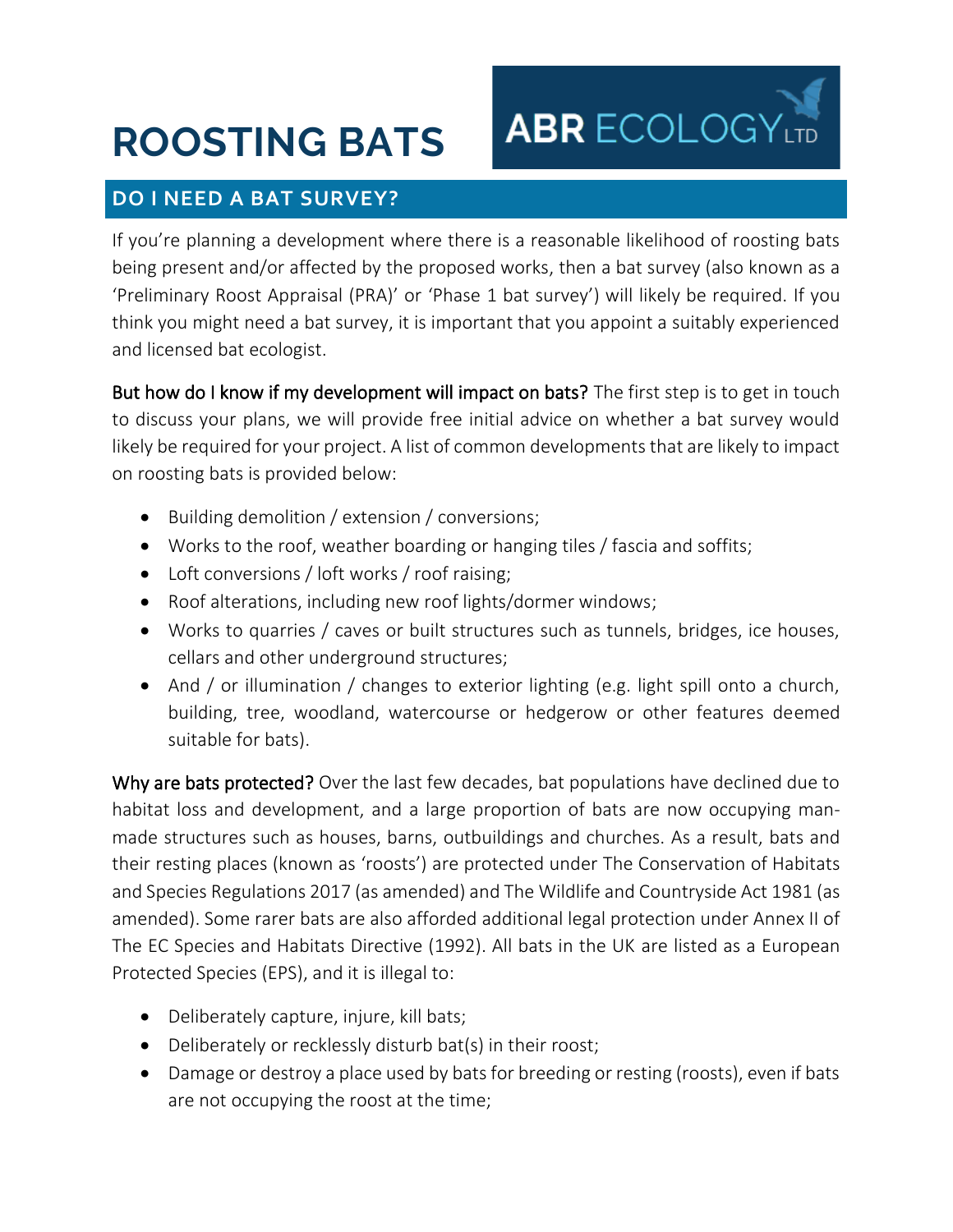# ROOSTING BATS

ABR ECOLOGY LTD

## DO I NEED A BAT SURVEY?

If you're planning a development where there is a reasonable likelihood of roosting bats being present and/or affected by the proposed works, then a bat survey (also known as a 'Preliminary Roost Appraisal (PRA)' or 'Phase 1 bat survey') will likely be required. If you think you might need a bat survey, it is important that you appoint a suitably experienced and licensed bat ecologist.

**But how do I know if my development will impact on bats?** The first step is to get in touch to discuss your plans, we will provide free initial advice on whether a bat survey would likely be required for your project. A list of common developments that are likely to impact on roosting bats is provided below:

- Building demolition / extension / conversions;
- Works to the roof, weather boarding or hanging tiles / fascia and soffits;
- Loft conversions / loft works / roof raising;
- Roof alterations, including new roof lights/dormer windows;
- Works to quarries / caves or built structures such as tunnels, bridges, ice houses, cellars and other underground structures;
- And / or illumination / changes to exterior lighting (e.g. light spill onto a church, building, tree, woodland, watercourse or hedgerow or other features deemed suitable for bats).

**Why are bats protected?** Over the last few decades, bat populations have declined due to habitat loss and development, and a large proportion of bats are now occupying man-made structures such as houses, barns, outbuildings and churches. As a result, bats and their resting places (known as 'roosts') are protected under The Conservation of Habitats and Species Regulations 2017 (as amended) and The Wildlife and Countryside Act 1981 (as amended). Some rarer bats are also afforded additional legal protection under Annex II of The EC Species and Habitats Directive (1992). All bats in the UK are listed as a European Protected Species (EPS), and it is illegal to:

- Deliberately capture, injure, kill bats;
- Deliberately or recklessly disturb bat(s) in their roost;
- Damage or destroy a place used by bats for breeding or resting (roosts), even if bats are not occupying the roost at the time;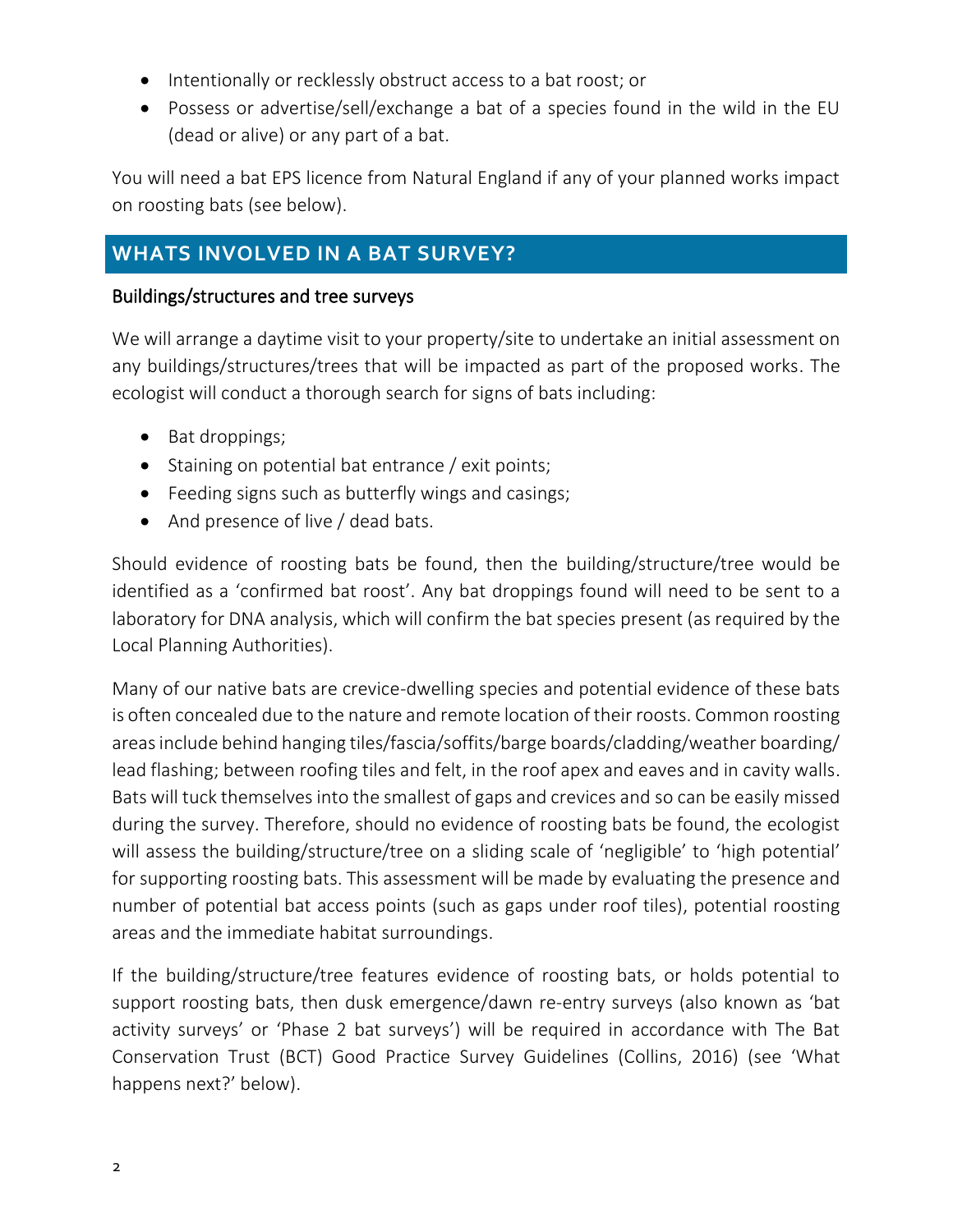- Intentionally or recklessly obstruct access to a bat roost; or
- Possess or advertise/sell/exchange a bat of a species found in the wild in the EU (dead or alive) or any part of a bat.

You will need a bat EPS licence from Natural England if any of your planned works impact on roosting bats (see below).

## WHATS INVOLVED IN A BAT SURVEY?

### Buildings/structures and tree surveys

We will arrange a daytime visit to your property/site to undertake an initial assessment on any buildings/structures/trees that will be impacted as part of the proposed works. The ecologist will conduct a thorough search for signs of bats including:

- Bat droppings;
- Staining on potential bat entrance / exit points;
- Feeding signs such as butterfly wings and casings;
- And presence of live / dead bats.

Should evidence of roosting bats be found, then the building/structure/tree would be identified as a 'confirmed bat roost'. Any bat droppings found will need to be sent to a laboratory for DNA analysis, which will confirm the bat species present (as required by the Local Planning Authorities).

Many of our native bats are crevice-dwelling species and potential evidence of these bats is often concealed due to the nature and remote location of their roosts. Common roosting areas include behind hanging tiles/fascia/soffits/barge boards/cladding/weather boarding/ lead flashing; between roofing tiles and felt, in the roof apex and eaves and in cavity walls. Bats will tuck themselves into the smallest of gaps and crevices and so can be easily missed during the survey. Therefore, should no evidence of roosting bats be found, the ecologist will assess the building/structure/tree on a sliding scale of 'negligible' to 'high potential' for supporting roosting bats. This assessment will be made by evaluating the presence and number of potential bat access points (such as gaps under roof tiles), potential roosting areas and the immediate habitat surroundings.

If the building/structure/tree features evidence of roosting bats, or holds potential to support roosting bats, then dusk emergence/dawn re-entry surveys (also known as 'bat activity surveys' or 'Phase 2 bat surveys') will be required in accordance with The Bat Conservation Trust (BCT) Good Practice Survey Guidelines (Collins, 2016) (see 'What happens next?' below).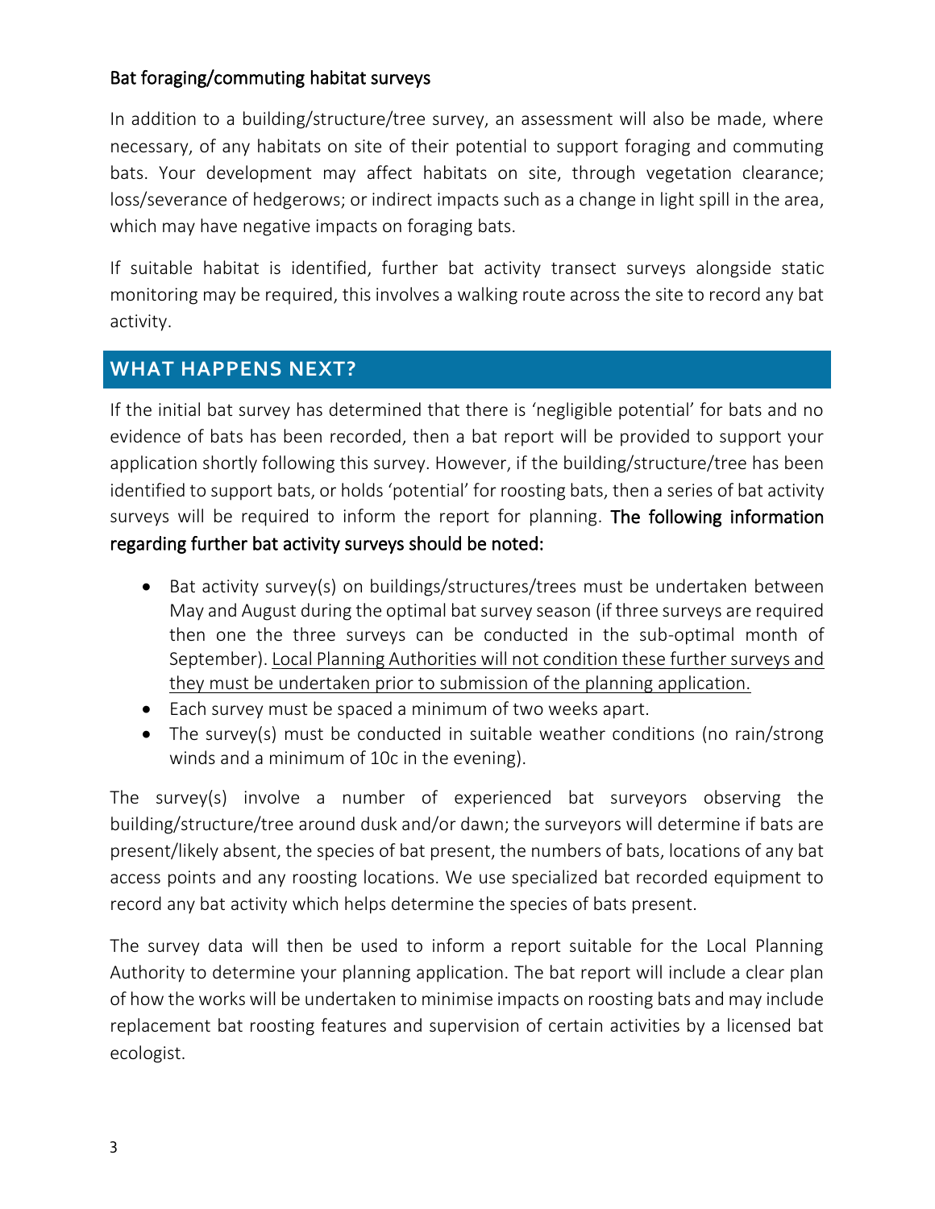### Bat foraging/commuting habitat surveys

In addition to a building/structure/tree survey, an assessment will also be made, where necessary, of any habitats on site of their potential to support foraging and commuting bats. Your development may affect habitats on site, through vegetation clearance; loss/severance of hedgerows; or indirect impacts such as a change in light spill in the area, which may have negative impacts on foraging bats.

If suitable habitat is identified, further bat activity transect surveys alongside static monitoring may be required, this involves a walking route across the site to record any bat activity.

## WHAT HAPPENS NEXT?

If the initial bat survey has determined that there is 'negligible potential' for bats and no evidence of bats has been recorded, then a bat report will be provided to support your application shortly following this survey. However, if the building/structure/tree has been identified to support bats, or holds 'potential' for roosting bats, then a series of bat activity surveys will be required to inform the report for planning. **The following information regarding further bat activity surveys should be noted:**

- Bat activity survey(s) on buildings/structures/trees must be undertaken between May and August during the optimal bat survey season (if three surveys are required then one the three surveys can be conducted in the sub-optimal month of September). <u>Local Planning Authorities will not condition these further surveys and they must be undertaken prior to submission of the planning application.</u>
- Each survey must be spaced a minimum of two weeks apart.
- The survey(s) must be conducted in suitable weather conditions (no rain/strong winds and a minimum of 10c in the evening).

The survey(s) involve a number of experienced bat surveyors observing the building/structure/tree around dusk and/or dawn; the surveyors will determine if bats are present/likely absent, the species of bat present, the numbers of bats, locations of any bat access points and any roosting locations. We use specialized bat recorded equipment to record any bat activity which helps determine the species of bats present.

The survey data will then be used to inform a report suitable for the Local Planning Authority to determine your planning application. The bat report will include a clear plan of how the works will be undertaken to minimise impacts on roosting bats and may include replacement bat roosting features and supervision of certain activities by a licensed bat ecologist.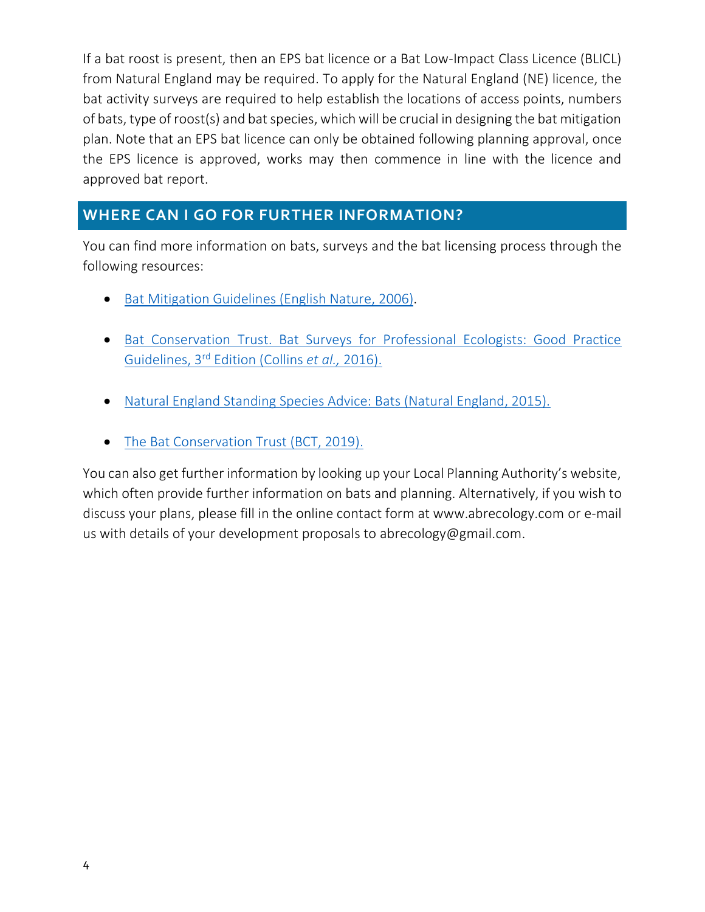If a bat roost is present, then an EPS bat licence or a Bat Low-Impact Class Licence (BLICL) from Natural England may be required. To apply for the Natural England (NE) licence, the bat activity surveys are required to help establish the locations of access points, numbers of bats, type of roost(s) and bat species, which will be crucial in designing the bat mitigation plan. Note that an EPS bat licence can only be obtained following planning approval, once the EPS licence is approved, works may then commence in line with the licence and approved bat report.

## WHERE CAN I GO FOR FURTHER INFORMATION?

You can find more information on bats, surveys and the bat licensing process through the following resources:

- Bat Mitigation Guidelines (English Nature, 2006).
- Bat Conservation Trust. Bat Surveys for Professional Ecologists: Good Practice Guidelines, 3rd Edition (Collins *et al.,* 2016).
- Natural England Standing Species Advice: Bats (Natural England, 2015).
- The Bat Conservation Trust (BCT, 2019).

You can also get further information by looking up your Local Planning Authority's website, which often provide further information on bats and planning. Alternatively, if you wish to discuss your plans, please fill in the online contact form at www.abrecology.com or e-mail us with details of your development proposals to abrecology@gmail.com.